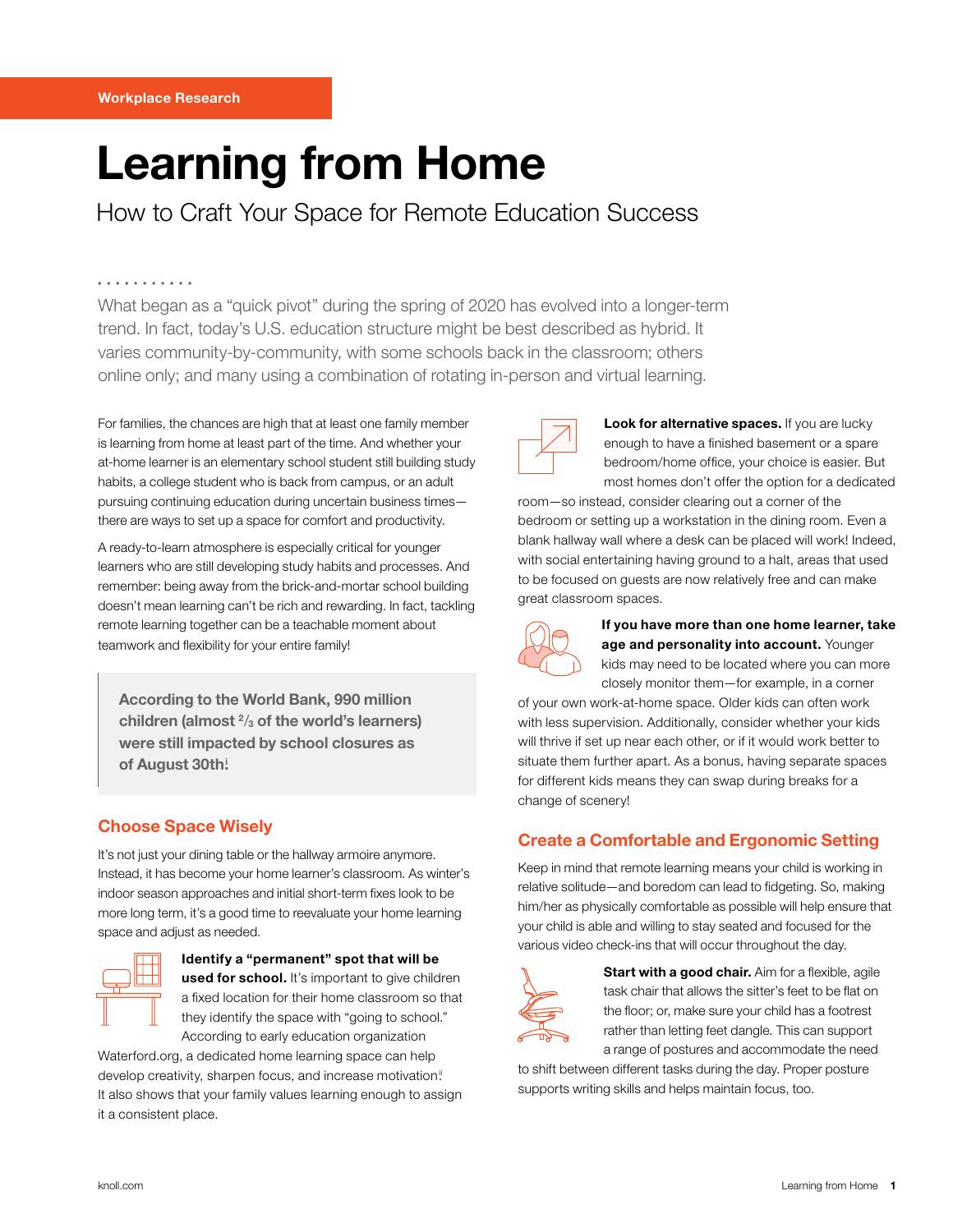Workplace Research

# Learning from Home

## How to Craft Your Space for Remote Education Success

What began as a "quick pivot" during the spring of 2020 has evolved into a longer-term trend. In fact, today's U.S. education structure might be best described as hybrid. It varies community-by-community, with some schools back in the classroom; others online only; and many using a combination of rotating in-person and virtual learning.

For families, the chances are high that at least one family member is learning from home at least part of the time. And whether your at-home learner is an elementary school student still building study habits, a college student who is back from campus, or an adult pursuing continuing education during uncertain business times—there are ways to set up a space for comfort and productivity.

A ready-to-learn atmosphere is especially critical for younger learners who are still developing study habits and processes. And remember: being away from the brick-and-mortar school building doesn't mean learning can't be rich and rewarding. In fact, tackling remote learning together can be a teachable moment about teamwork and flexibility for your entire family!

> **According to the World Bank, 990 million children (almost ²⁄₃ of the world's learners) were still impacted by school closures as of August 30th.[i]**

### Choose Space Wisely

It's not just your dining table or the hallway armoire anymore. Instead, it has become your home learner's classroom. As winter's indoor season approaches and initial short-term fixes look to be more long term, it's a good time to reevaluate your home learning space and adjust as needed.

**Identify a "permanent" spot that will be used for school.** It's important to give children a fixed location for their home classroom so that they identify the space with "going to school." According to early education organization Waterford.org, a dedicated home learning space can help develop creativity, sharpen focus, and increase motivation.[ii] It also shows that your family values learning enough to assign it a consistent place.

**Look for alternative spaces.** If you are lucky enough to have a finished basement or a spare bedroom/home office, your choice is easier. But most homes don't offer the option for a dedicated room—so instead, consider clearing out a corner of the bedroom or setting up a workstation in the dining room. Even a blank hallway wall where a desk can be placed will work! Indeed, with social entertaining having ground to a halt, areas that used to be focused on guests are now relatively free and can make great classroom spaces.

**If you have more than one home learner, take age and personality into account.** Younger kids may need to be located where you can more closely monitor them—for example, in a corner of your own work-at-home space. Older kids can often work with less supervision. Additionally, consider whether your kids will thrive if set up near each other, or if it would work better to situate them further apart. As a bonus, having separate spaces for different kids means they can swap during breaks for a change of scenery!

### Create a Comfortable and Ergonomic Setting

Keep in mind that remote learning means your child is working in relative solitude—and boredom can lead to fidgeting. So, making him/her as physically comfortable as possible will help ensure that your child is able and willing to stay seated and focused for the various video check-ins that will occur throughout the day.

**Start with a good chair.** Aim for a flexible, agile task chair that allows the sitter's feet to be flat on the floor; or, make sure your child has a footrest rather than letting feet dangle. This can support a range of postures and accommodate the need to shift between different tasks during the day. Proper posture supports writing skills and helps maintain focus, too.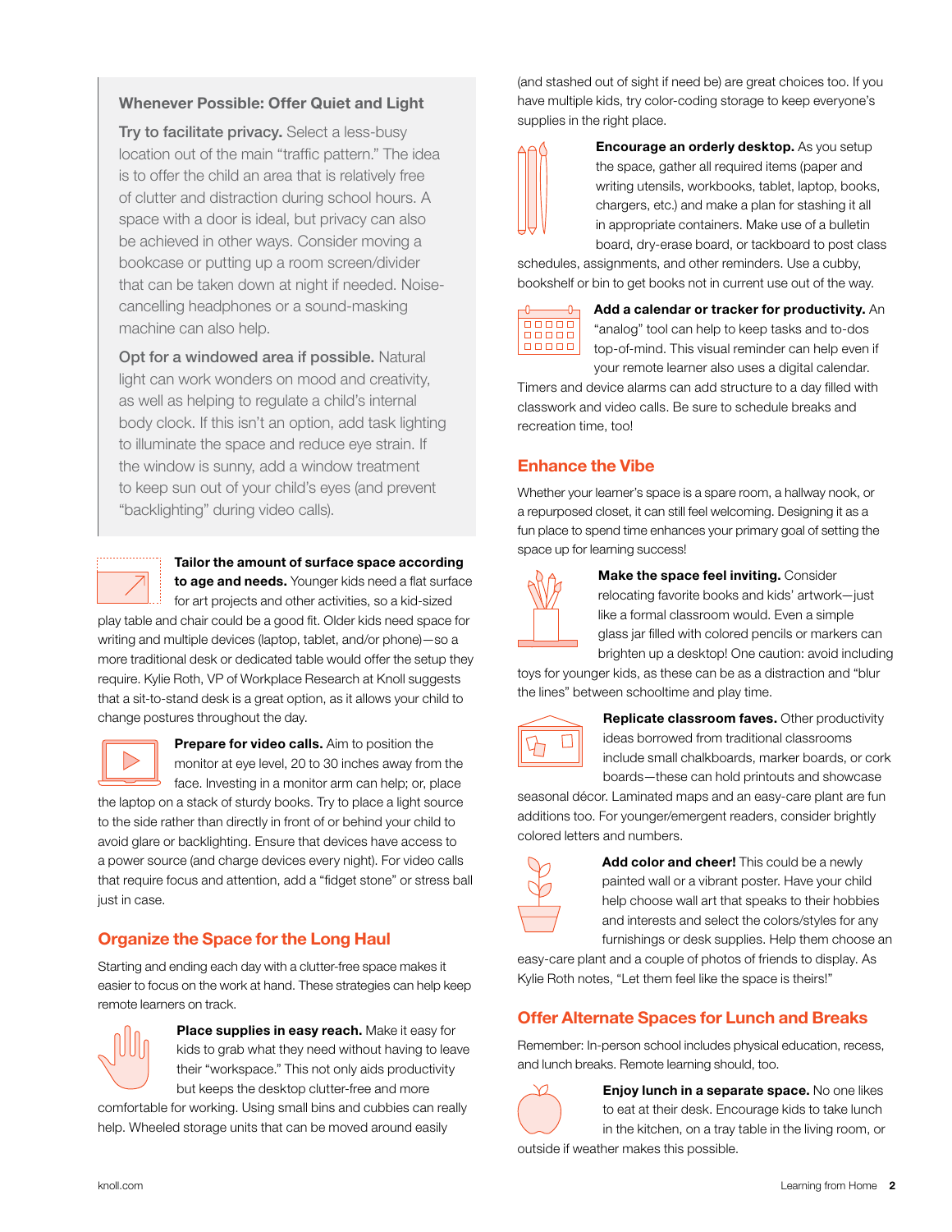### Whenever Possible: Offer Quiet and Light

**Try to facilitate privacy.** Select a less-busy location out of the main "traffic pattern." The idea is to offer the child an area that is relatively free of clutter and distraction during school hours. A space with a door is ideal, but privacy can also be achieved in other ways. Consider moving a bookcase or putting up a room screen/divider that can be taken down at night if needed. Noise-cancelling headphones or a sound-masking machine can also help.

**Opt for a windowed area if possible.** Natural light can work wonders on mood and creativity, as well as helping to regulate a child's internal body clock. If this isn't an option, add task lighting to illuminate the space and reduce eye strain. If the window is sunny, add a window treatment to keep sun out of your child's eyes (and prevent "backlighting" during video calls).

**Tailor the amount of surface space according to age and needs.** Younger kids need a flat surface for art projects and other activities, so a kid-sized play table and chair could be a good fit. Older kids need space for writing and multiple devices (laptop, tablet, and/or phone)—so a more traditional desk or dedicated table would offer the setup they require. Kylie Roth, VP of Workplace Research at Knoll suggests that a sit-to-stand desk is a great option, as it allows your child to change postures throughout the day.

**Prepare for video calls.** Aim to position the monitor at eye level, 20 to 30 inches away from the face. Investing in a monitor arm can help; or, place the laptop on a stack of sturdy books. Try to place a light source to the side rather than directly in front of or behind your child to avoid glare or backlighting. Ensure that devices have access to a power source (and charge devices every night). For video calls that require focus and attention, add a "fidget stone" or stress ball just in case.

## Organize the Space for the Long Haul

Starting and ending each day with a clutter-free space makes it easier to focus on the work at hand. These strategies can help keep remote learners on track.

**Place supplies in easy reach.** Make it easy for kids to grab what they need without having to leave their "workspace." This not only aids productivity but keeps the desktop clutter-free and more comfortable for working. Using small bins and cubbies can really help. Wheeled storage units that can be moved around easily (and stashed out of sight if need be) are great choices too. If you have multiple kids, try color-coding storage to keep everyone's supplies in the right place.

**Encourage an orderly desktop.** As you setup the space, gather all required items (paper and writing utensils, workbooks, tablet, laptop, books, chargers, etc.) and make a plan for stashing it all in appropriate containers. Make use of a bulletin board, dry-erase board, or tackboard to post class schedules, assignments, and other reminders. Use a cubby, bookshelf or bin to get books not in current use out of the way.

**Add a calendar or tracker for productivity.** An "analog" tool can help to keep tasks and to-dos top-of-mind. This visual reminder can help even if your remote learner also uses a digital calendar. Timers and device alarms can add structure to a day filled with classwork and video calls. Be sure to schedule breaks and recreation time, too!

## Enhance the Vibe

Whether your learner's space is a spare room, a hallway nook, or a repurposed closet, it can still feel welcoming. Designing it as a fun place to spend time enhances your primary goal of setting the space up for learning success!

**Make the space feel inviting.** Consider relocating favorite books and kids' artwork—just like a formal classroom would. Even a simple glass jar filled with colored pencils or markers can brighten up a desktop! One caution: avoid including toys for younger kids, as these can be as a distraction and "blur the lines" between schooltime and play time.

**Replicate classroom faves.** Other productivity ideas borrowed from traditional classrooms include small chalkboards, marker boards, or cork boards—these can hold printouts and showcase seasonal décor. Laminated maps and an easy-care plant are fun additions too. For younger/emergent readers, consider brightly colored letters and numbers.

**Add color and cheer!** This could be a newly painted wall or a vibrant poster. Have your child help choose wall art that speaks to their hobbies and interests and select the colors/styles for any furnishings or desk supplies. Help them choose an easy-care plant and a couple of photos of friends to display. As Kylie Roth notes, "Let them feel like the space is theirs!"

## Offer Alternate Spaces for Lunch and Breaks

Remember: In-person school includes physical education, recess, and lunch breaks. Remote learning should, too.

**Enjoy lunch in a separate space.** No one likes to eat at their desk. Encourage kids to take lunch in the kitchen, on a tray table in the living room, or outside if weather makes this possible.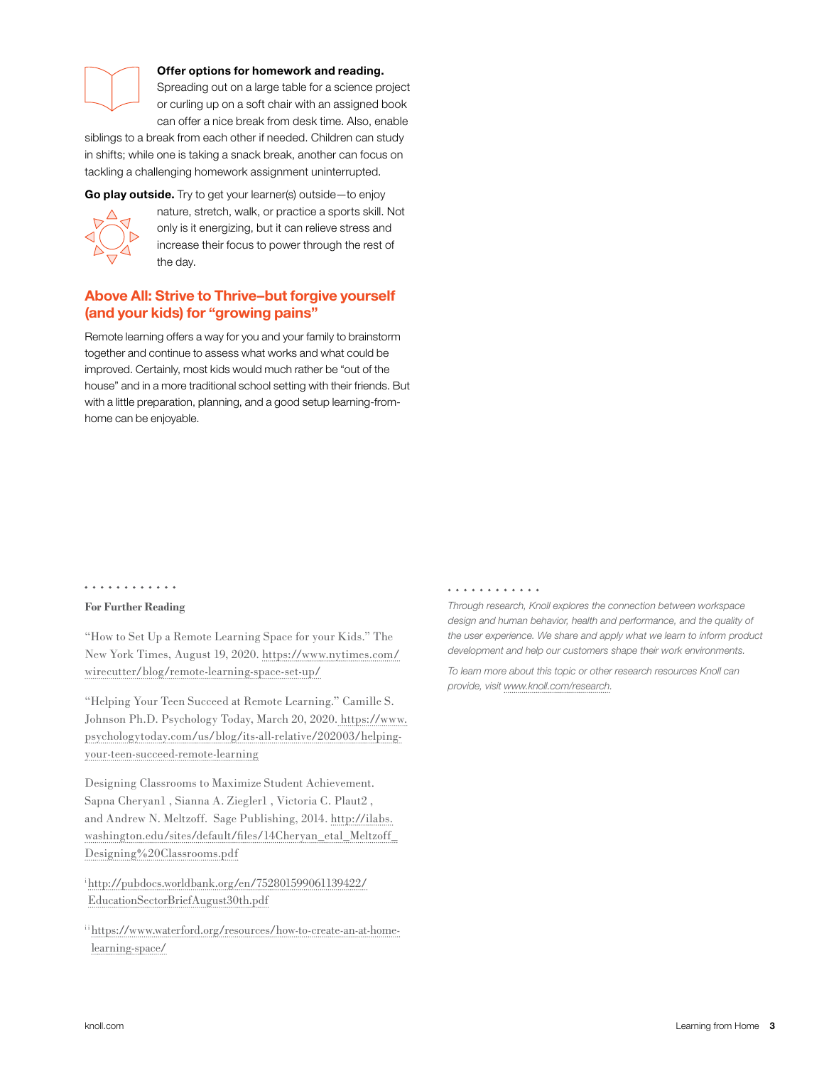**Offer options for homework and reading.** Spreading out on a large table for a science project or curling up on a soft chair with an assigned book can offer a nice break from desk time. Also, enable siblings to a break from each other if needed. Children can study in shifts; while one is taking a snack break, another can focus on tackling a challenging homework assignment uninterrupted.

**Go play outside.** Try to get your learner(s) outside—to enjoy nature, stretch, walk, or practice a sports skill. Not only is it energizing, but it can relieve stress and increase their focus to power through the rest of the day.

## Above All: Strive to Thrive–but forgive yourself (and your kids) for "growing pains"

Remote learning offers a way for you and your family to brainstorm together and continue to assess what works and what could be improved. Certainly, most kids would much rather be "out of the house" and in a more traditional school setting with their friends. But with a little preparation, planning, and a good setup learning-from-home can be enjoyable.

**For Further Reading**

"How to Set Up a Remote Learning Space for your Kids." The New York Times, August 19, 2020. https://www.nytimes.com/wirecutter/blog/remote-learning-space-set-up/

"Helping Your Teen Succeed at Remote Learning." Camille S. Johnson Ph.D. Psychology Today, March 20, 2020. https://www.psychologytoday.com/us/blog/its-all-relative/202003/helping-your-teen-succeed-remote-learning

Designing Classrooms to Maximize Student Achievement. Sapna Cheryan1 , Sianna A. Ziegler1 , Victoria C. Plaut2 , and Andrew N. Meltzoff. Sage Publishing, 2014. http://ilabs.washington.edu/sites/default/files/14Cheryan_etal_Meltzoff_Designing%20Classrooms.pdf

[i] http://pubdocs.worldbank.org/en/752801590061139422/EducationSectorBriefAugust30th.pdf

[ii] https://www.waterford.org/resources/how-to-create-an-at-home-learning-space/

*Through research, Knoll explores the connection between workspace design and human behavior, health and performance, and the quality of the user experience. We share and apply what we learn to inform product development and help our customers shape their work environments.*

*To learn more about this topic or other research resources Knoll can provide, visit www.knoll.com/research.*